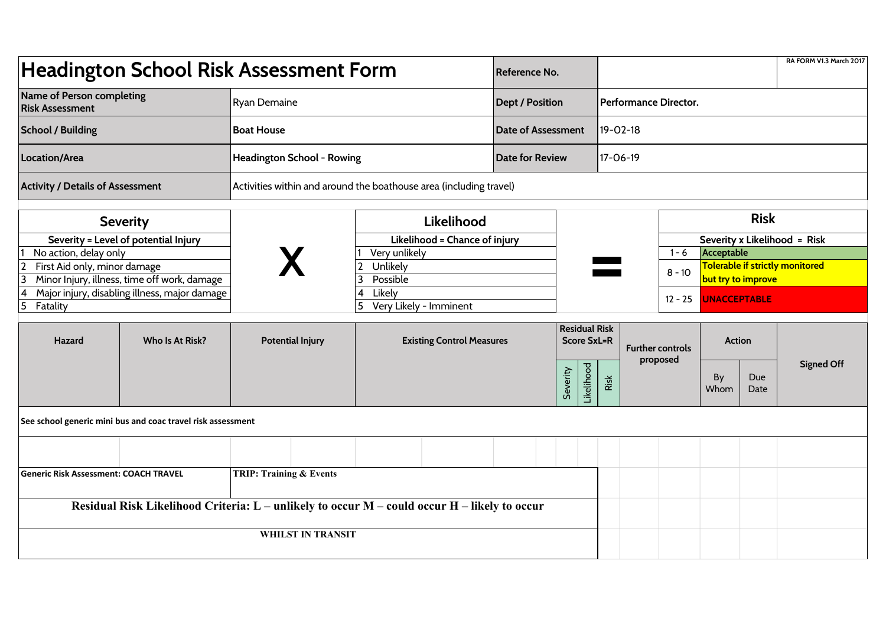# Headington School Risk Assessment Form

RA FORM V1.3 March 2017

| | | | |
|---|---|---|---|
| **Reference No.** | | | |
| **Name of Person completing Risk Assessment** | Ryan Demaine | **Dept / Position** | **Performance Director.** |
| **School / Building** | **Boat House** | **Date of Assessment** | 19-02-18 |
| **Location/Area** | **Headington School - Rowing** | **Date for Review** | 17-06-19 |
| **Activity / Details of Assessment** | Activities within and around the boathouse area (including travel) | | |

| Severity | | Likelihood | | Risk | |
|---|---|---|---|---|---|
| **Severity = Level of potential Injury** | **X** | **Likelihood = Chance of injury** | **=** | **Severity x Likelihood = Risk** | |
| 1 No action, delay only | | 1 Very unlikely | | 1 - 6 | Acceptable |
| 2 First Aid only, minor damage | | 2 Unlikely | | 8 - 10 | Tolerable if strictly monitored but try to improve |
| 3 Minor Injury, illness, time off work, damage | | 3 Possible | | 12 - 25 | UNACCEPTABLE |
| 4 Major injury, disabling illness, major damage | | 4 Likely | | | |
| 5 Fatality | | 5 Very Likely - Imminent | | | |

| Hazard | Who Is At Risk? | Potential Injury | Existing Control Measures | Residual Risk Score SxL=R | | | Further controls proposed | Action | | Signed Off |
|---|---|---|---|---|---|---|---|---|---|---|
| | | | | Severity | Likelihood | Risk | | By Whom | Due Date | |
| **See school generic mini bus and coac travel risk assessment** | | | | | | | | | | |
| | | | | | | | | | | |
| **Generic Risk Assessment: COACH TRAVEL** | **TRIP: Training & Events** | | | | | | | | | |
| **Residual Risk Likelihood Criteria: L – unlikely to occur M – could occur H – likely to occur** | | | | | | | | | | |
| **WHILST IN TRANSIT** | | | | | | | | | | |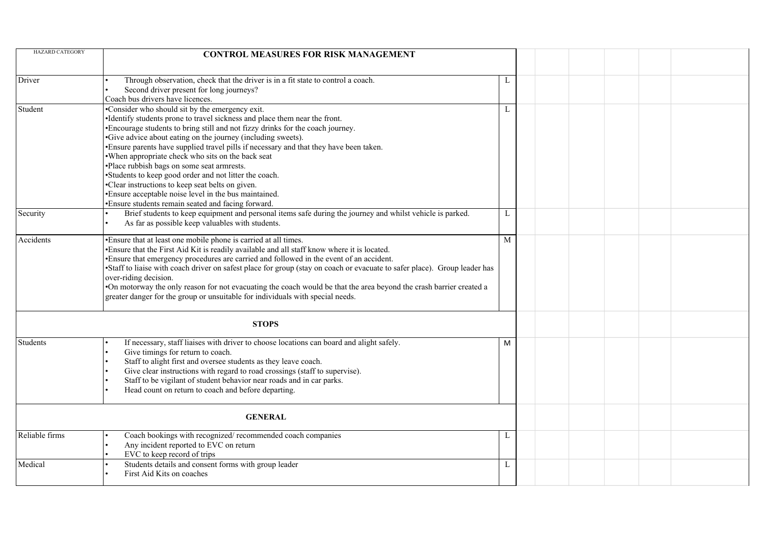| HAZARD CATEGORY | CONTROL MEASURES FOR RISK MANAGEMENT | | | | | | | |
|---|---|---|---|---|---|---|---|---|
| Driver | • Through observation, check that the driver is in a fit state to control a coach.<br>• Second driver present for long journeys?<br>Coach bus drivers have licences. | L | | | | | | |
| Student | •Consider who should sit by the emergency exit.<br>•Identify students prone to travel sickness and place them near the front.<br>•Encourage students to bring still and not fizzy drinks for the coach journey.<br>•Give advice about eating on the journey (including sweets).<br>•Ensure parents have supplied travel pills if necessary and that they have been taken.<br>•When appropriate check who sits on the back seat<br>•Place rubbish bags on some seat armrests.<br>•Students to keep good order and not litter the coach.<br>•Clear instructions to keep seat belts on given.<br>•Ensure acceptable noise level in the bus maintained.<br>•Ensure students remain seated and facing forward. | L | | | | | | |
| Security | • Brief students to keep equipment and personal items safe during the journey and whilst vehicle is parked.<br>• As far as possible keep valuables with students. | L | | | | | | |
| Accidents | •Ensure that at least one mobile phone is carried at all times.<br>•Ensure that the First Aid Kit is readily available and all staff know where it is located.<br>•Ensure that emergency procedures are carried and followed in the event of an accident.<br>•Staff to liaise with coach driver on safest place for group (stay on coach or evacuate to safer place). Group leader has over-riding decision.<br>•On motorway the only reason for not evacuating the coach would be that the area beyond the crash barrier created a greater danger for the group or unsuitable for individuals with special needs. | M | | | | | | |
| | **STOPS** | | | | | | | |
| Students | • If necessary, staff liaises with driver to choose locations can board and alight safely.<br>• Give timings for return to coach.<br>• Staff to alight first and oversee students as they leave coach.<br>• Give clear instructions with regard to road crossings (staff to supervise).<br>• Staff to be vigilant of student behavior near roads and in car parks.<br>• Head count on return to coach and before departing. | M | | | | | | |
| | **GENERAL** | | | | | | | |
| Reliable firms | • Coach bookings with recognized/ recommended coach companies<br>• Any incident reported to EVC on return<br>• EVC to keep record of trips | L | | | | | | |
| Medical | • Students details and consent forms with group leader<br>• First Aid Kits on coaches | L | | | | | | |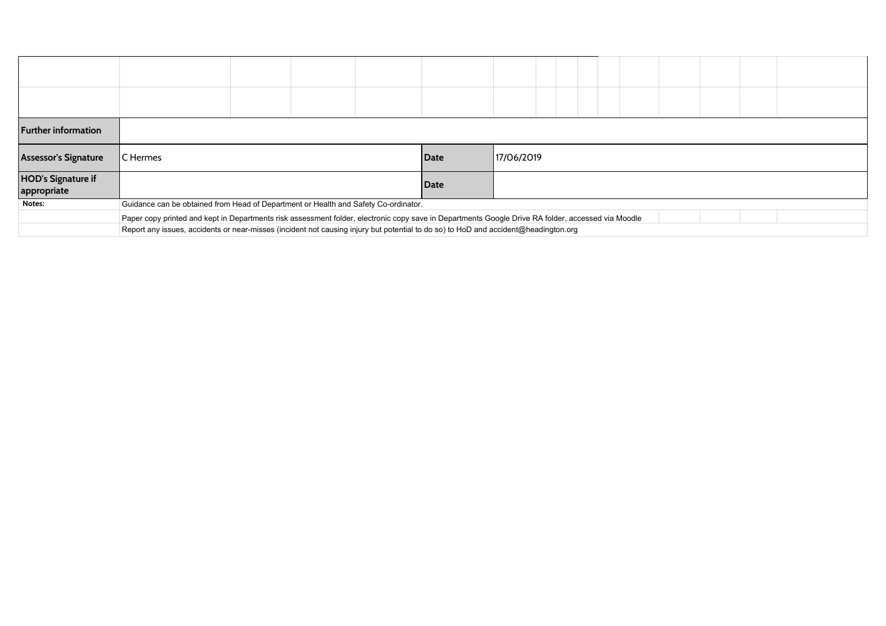| | | | |
|---|---|---|---|
| | | | |
| | | | |
| **Further information** | | | |
| **Assessor's Signature** | C Hermes | **Date** | 17/06/2019 |
| **HOD's Signature if appropriate** | | **Date** | |

**Notes:**

Guidance can be obtained from Head of Department or Health and Safety Co-ordinator.

Paper copy printed and kept in Departments risk assessment folder, electronic copy save in Departments Google Drive RA folder, accessed via Moodle

Report any issues, accidents or near-misses (incident not causing injury but potential to do so) to HoD and accident@headington.org